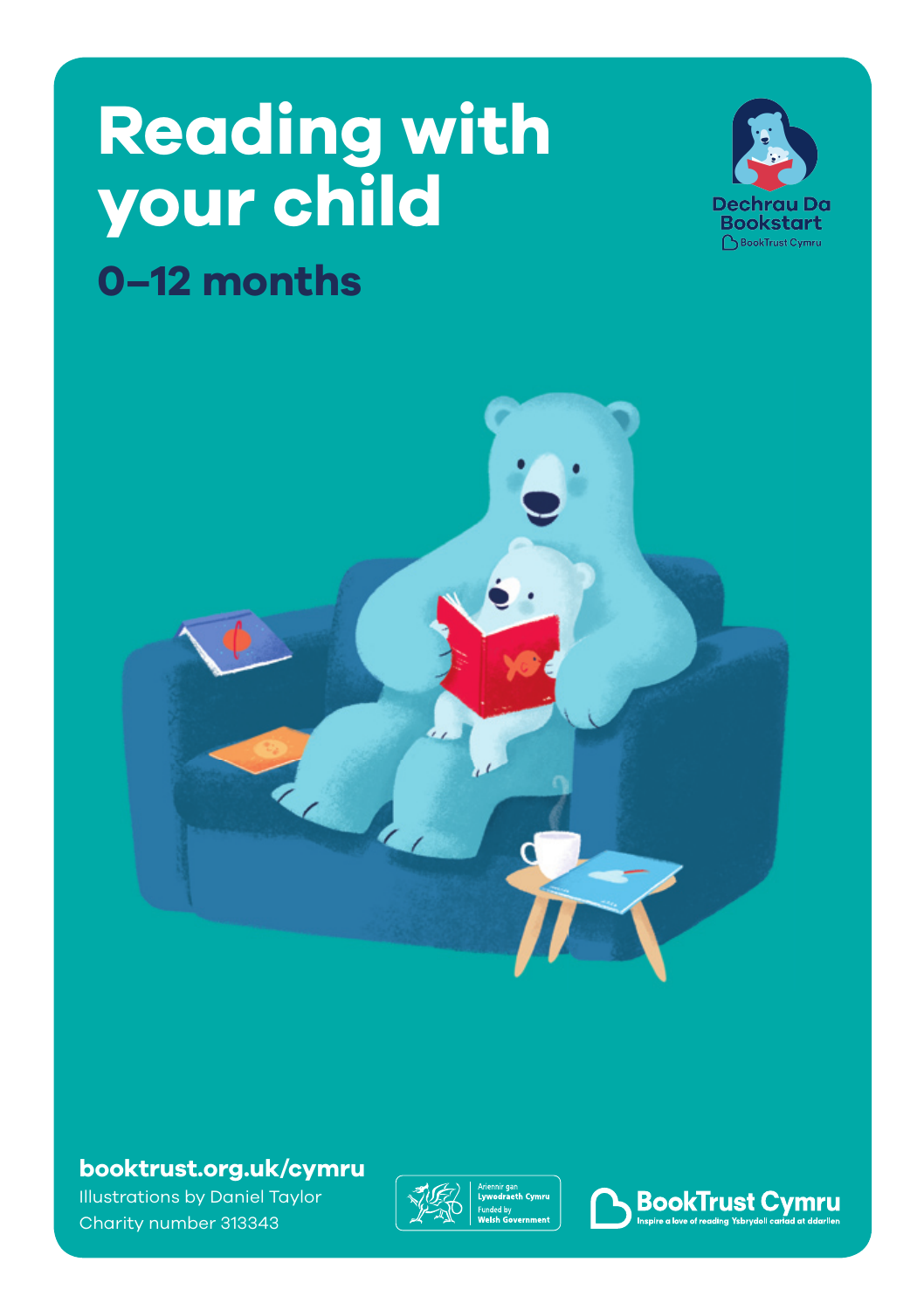# Reading with your child

## 0–12 months

Dechrau Da
Bookstart
BookTrust Cymru

**booktrust.org.uk/cymru**
Illustrations by Daniel Taylor
Charity number 313343

Ariennir gan Lywodraeth Cymru
Funded by Welsh Government

BookTrust Cymru
Inspire a love of reading Ysbrydoli cariad at ddarllen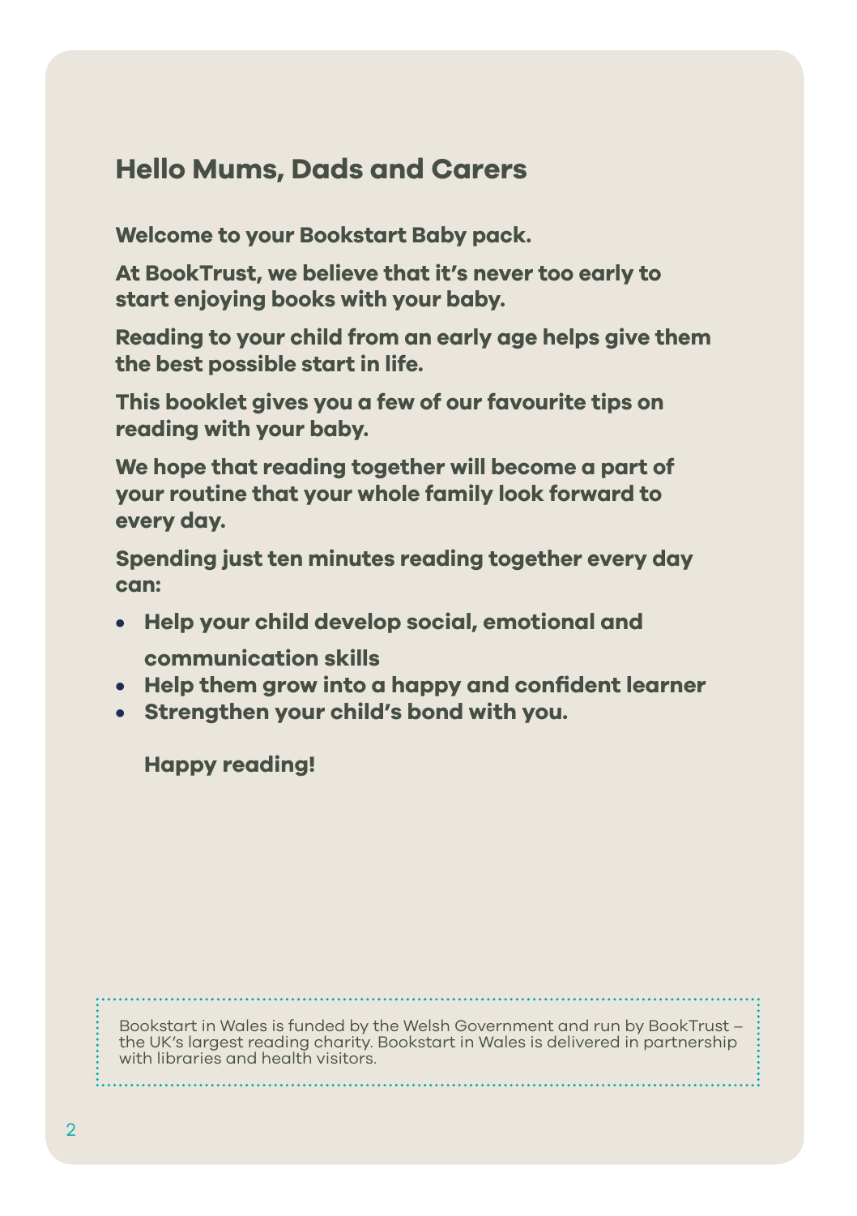## Hello Mums, Dads and Carers

**Welcome to your Bookstart Baby pack.**

**At BookTrust, we believe that it's never too early to start enjoying books with your baby.**

**Reading to your child from an early age helps give them the best possible start in life.**

**This booklet gives you a few of our favourite tips on reading with your baby.**

**We hope that reading together will become a part of your routine that your whole family look forward to every day.**

**Spending just ten minutes reading together every day can:**

- **Help your child develop social, emotional and communication skills**
- **Help them grow into a happy and confident learner**
- **Strengthen your child's bond with you.**

**Happy reading!**

Bookstart in Wales is funded by the Welsh Government and run by BookTrust – the UK's largest reading charity. Bookstart in Wales is delivered in partnership with libraries and health visitors.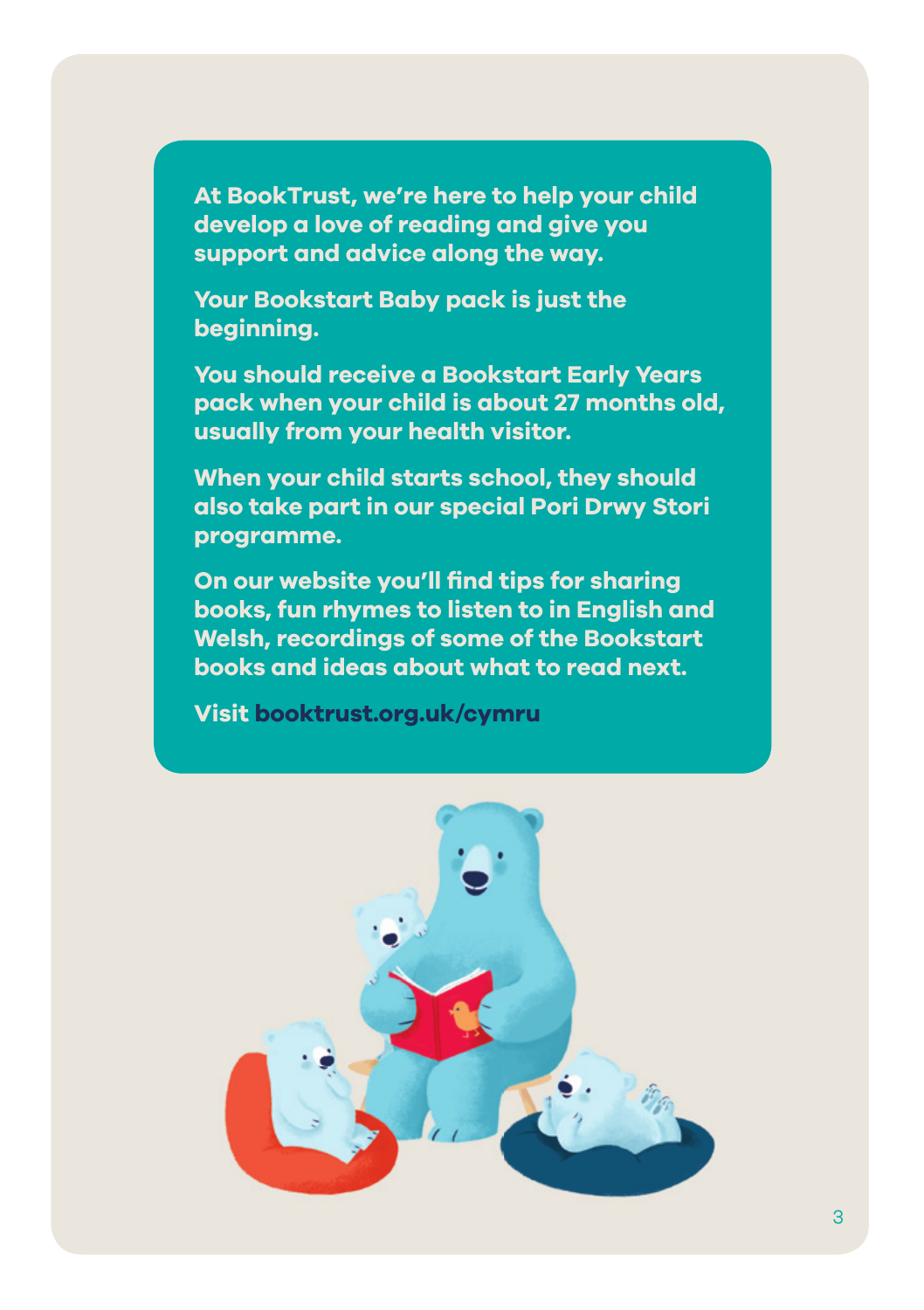**At BookTrust, we're here to help your child develop a love of reading and give you support and advice along the way.**

**Your Bookstart Baby pack is just the beginning.**

**You should receive a Bookstart Early Years pack when your child is about 27 months old, usually from your health visitor.**

**When your child starts school, they should also take part in our special Pori Drwy Stori programme.**

**On our website you'll find tips for sharing books, fun rhymes to listen to in English and Welsh, recordings of some of the Bookstart books and ideas about what to read next.**

**Visit booktrust.org.uk/cymru**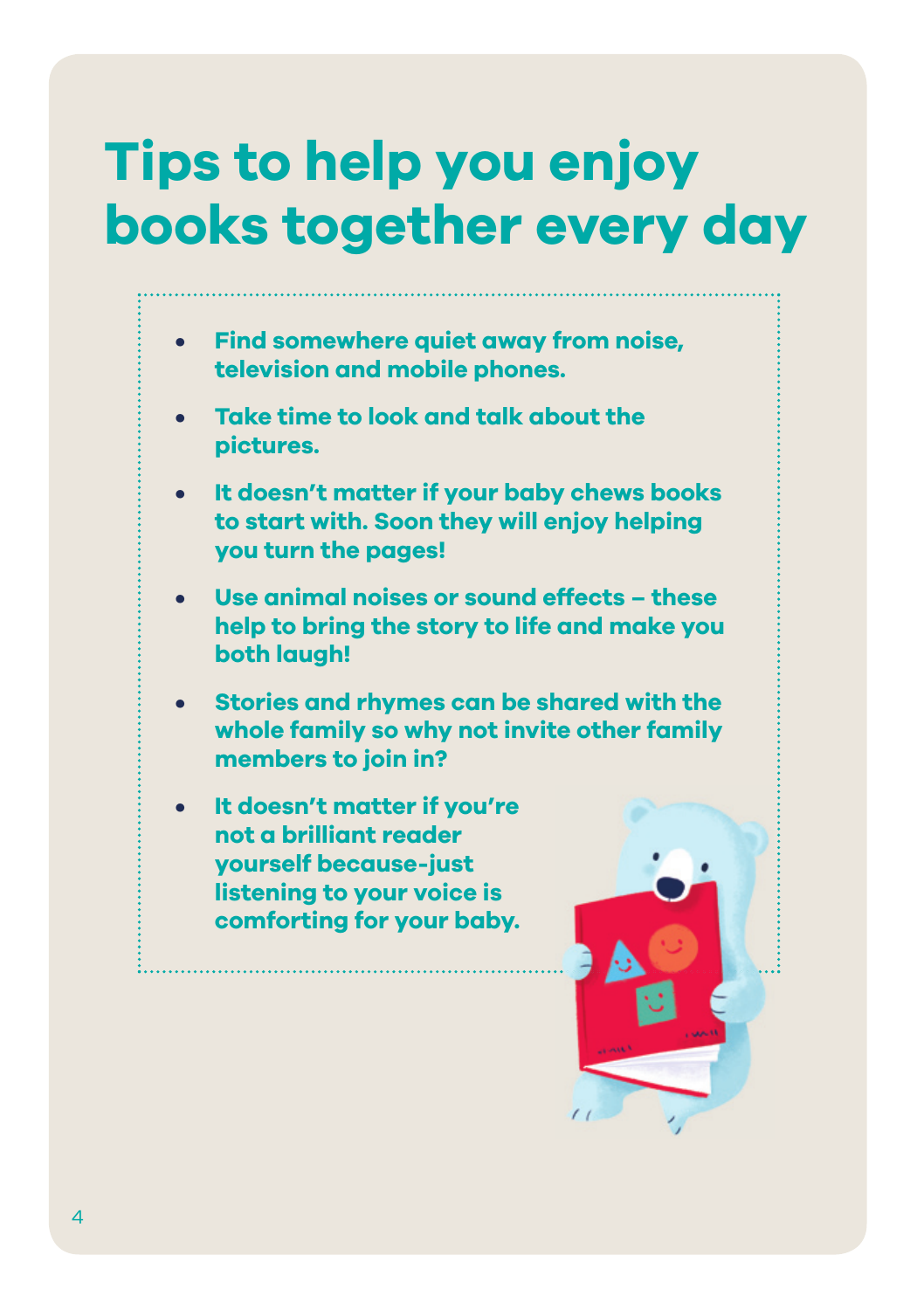# Tips to help you enjoy books together every day

- **Find somewhere quiet away from noise, television and mobile phones.**
- **Take time to look and talk about the pictures.**
- **It doesn't matter if your baby chews books to start with. Soon they will enjoy helping you turn the pages!**
- **Use animal noises or sound effects – these help to bring the story to life and make you both laugh!**
- **Stories and rhymes can be shared with the whole family so why not invite other family members to join in?**
- **It doesn't matter if you're not a brilliant reader yourself because-just listening to your voice is comforting for your baby.**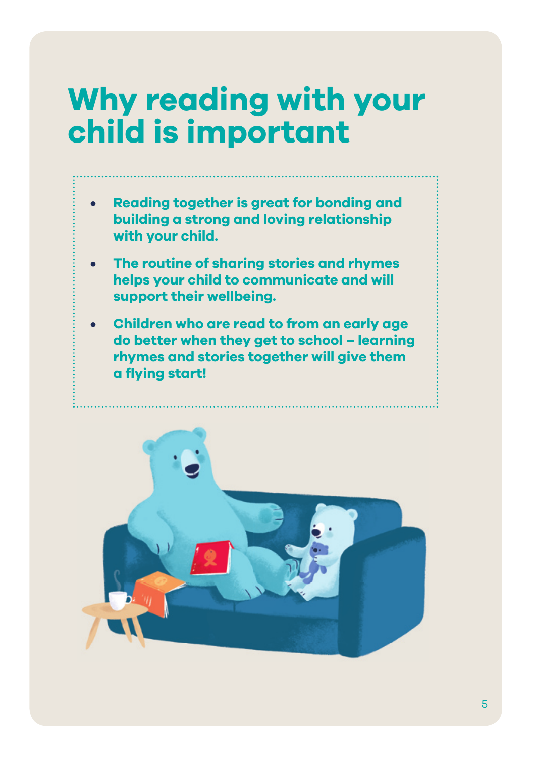# Why reading with your child is important

- **Reading together is great for bonding and building a strong and loving relationship with your child.**
- **The routine of sharing stories and rhymes helps your child to communicate and will support their wellbeing.**
- **Children who are read to from an early age do better when they get to school – learning rhymes and stories together will give them a flying start!**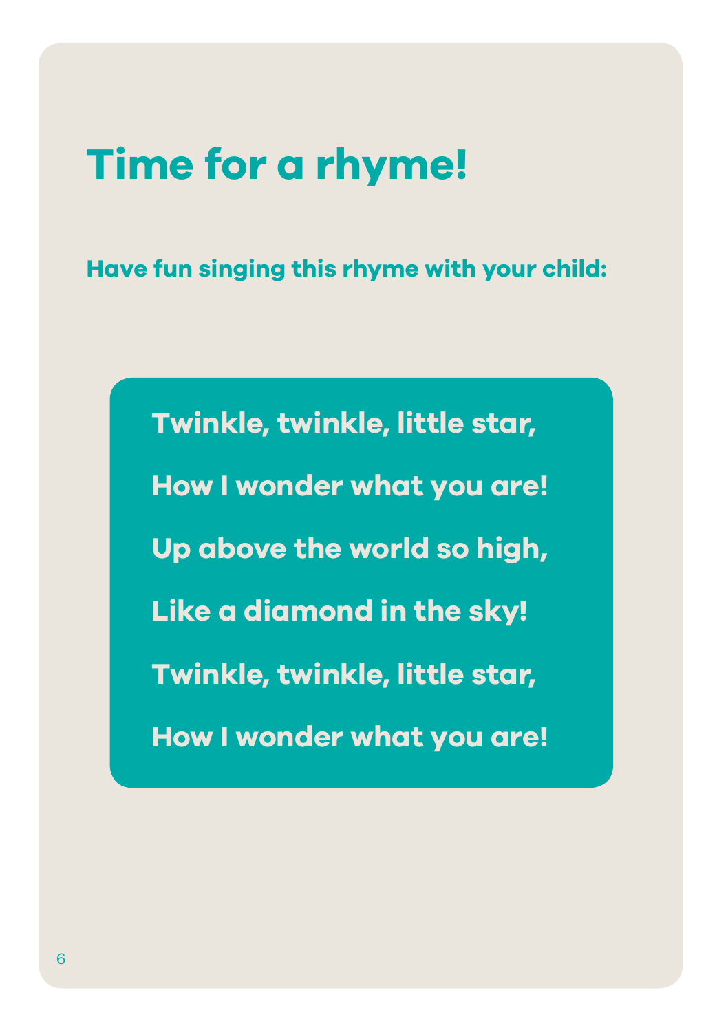# Time for a rhyme!

**Have fun singing this rhyme with your child:**

**Twinkle, twinkle, little star,**

**How I wonder what you are!**

**Up above the world so high,**

**Like a diamond in the sky!**

**Twinkle, twinkle, little star,**

**How I wonder what you are!**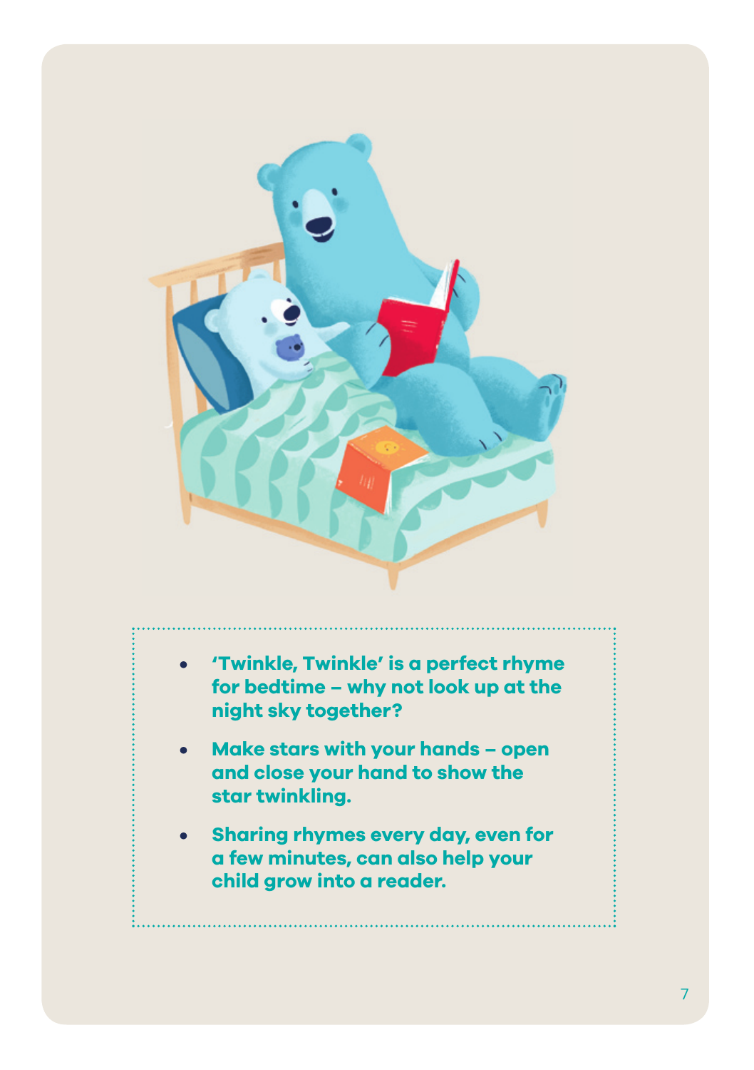- **'Twinkle, Twinkle' is a perfect rhyme for bedtime – why not look up at the night sky together?**
- **Make stars with your hands – open and close your hand to show the star twinkling.**
- **Sharing rhymes every day, even for a few minutes, can also help your child grow into a reader.**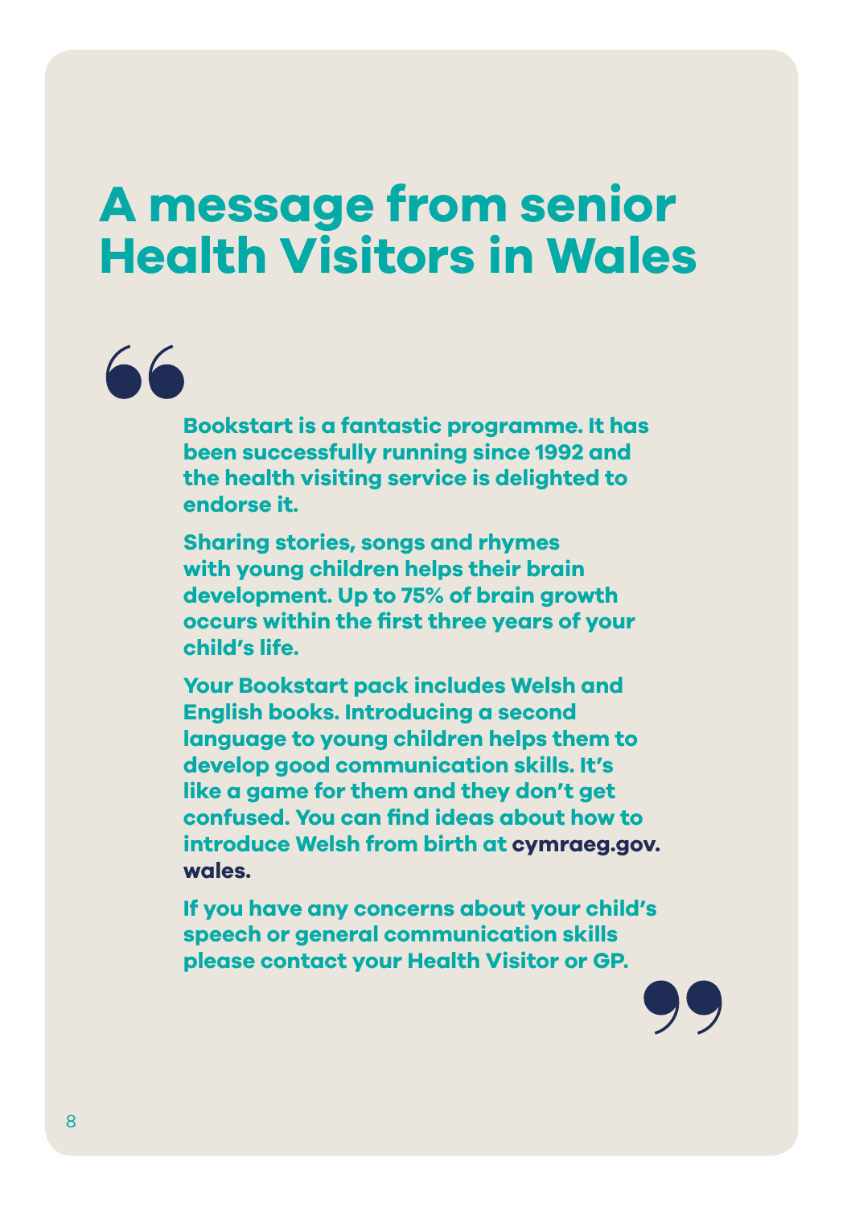# A message from senior Health Visitors in Wales

> **Bookstart is a fantastic programme. It has been successfully running since 1992 and the health visiting service is delighted to endorse it.**
>
> **Sharing stories, songs and rhymes with young children helps their brain development. Up to 75% of brain growth occurs within the first three years of your child's life.**
>
> **Your Bookstart pack includes Welsh and English books. Introducing a second language to young children helps them to develop good communication skills. It's like a game for them and they don't get confused. You can find ideas about how to introduce Welsh from birth at cymraeg.gov.wales.**
>
> **If you have any concerns about your child's speech or general communication skills please contact your Health Visitor or GP.**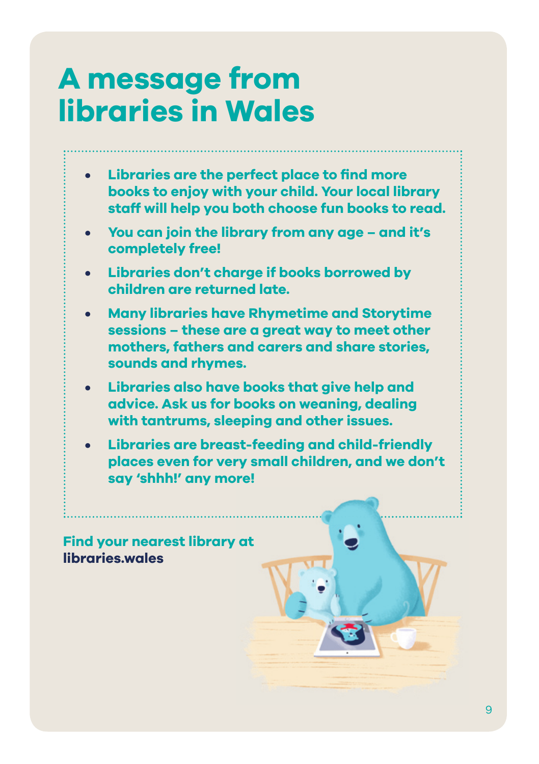# A message from libraries in Wales

- **Libraries are the perfect place to find more books to enjoy with your child. Your local library staff will help you both choose fun books to read.**
- **You can join the library from any age – and it's completely free!**
- **Libraries don't charge if books borrowed by children are returned late.**
- **Many libraries have Rhymetime and Storytime sessions – these are a great way to meet other mothers, fathers and carers and share stories, sounds and rhymes.**
- **Libraries also have books that give help and advice. Ask us for books on weaning, dealing with tantrums, sleeping and other issues.**
- **Libraries are breast-feeding and child-friendly places even for very small children, and we don't say 'shhh!' any more!**

**Find your nearest library at libraries.wales**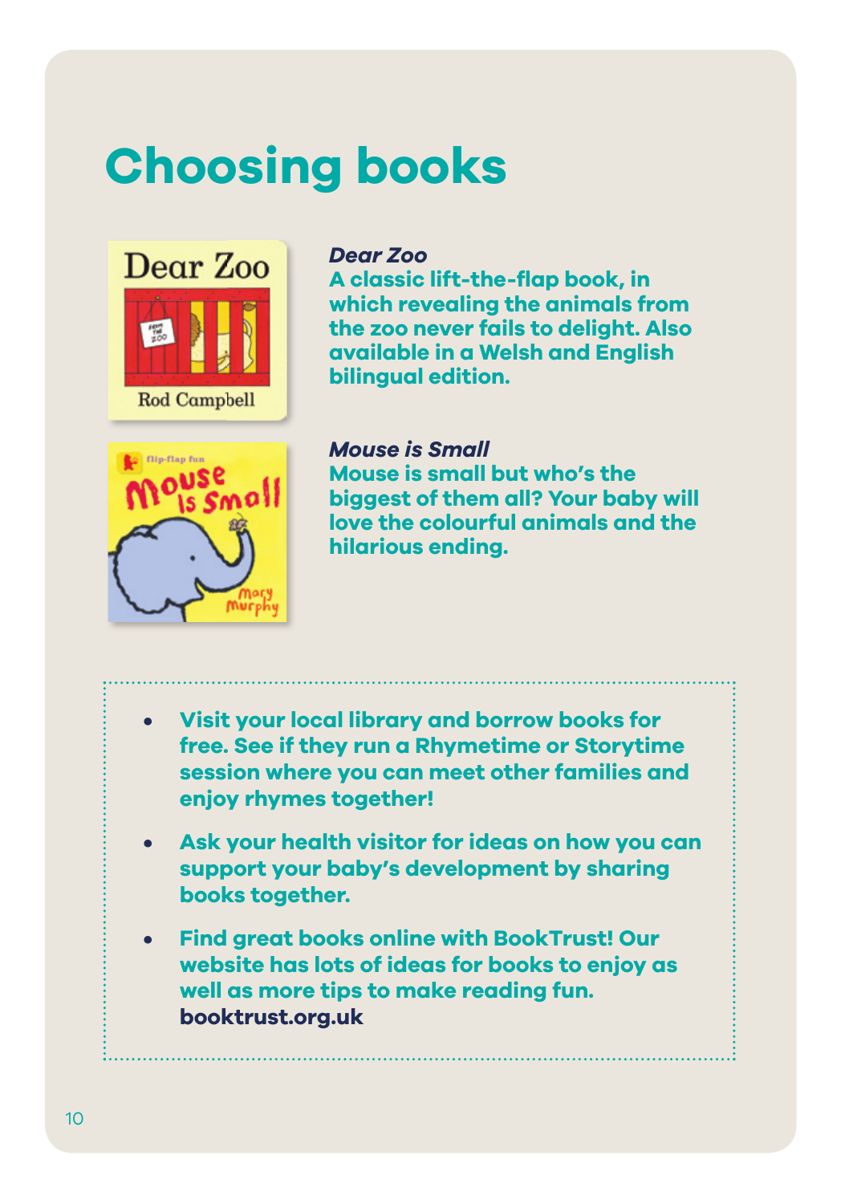# Choosing books

***Dear Zoo***
**A classic lift-the-flap book, in which revealing the animals from the zoo never fails to delight. Also available in a Welsh and English bilingual edition.**

***Mouse is Small***
**Mouse is small but who's the biggest of them all? Your baby will love the colourful animals and the hilarious ending.**

- **Visit your local library and borrow books for free. See if they run a Rhymetime or Storytime session where you can meet other families and enjoy rhymes together!**
- **Ask your health visitor for ideas on how you can support your baby's development by sharing books together.**
- **Find great books online with BookTrust! Our website has lots of ideas for books to enjoy as well as more tips to make reading fun. booktrust.org.uk**